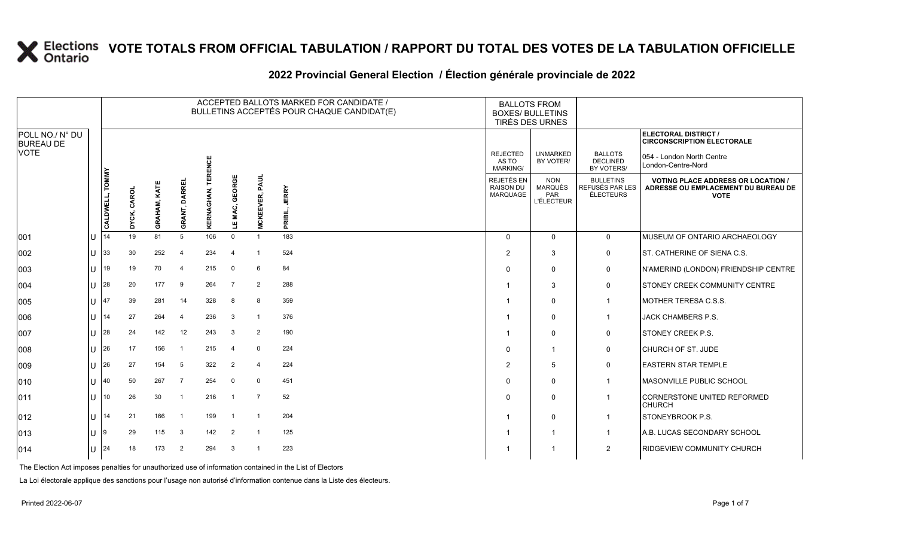# VOTE TOTALS FROM OFFICIAL TABULATION / RAPPORT DU TOTAL DES VOTES DE LA TABULATION OFFICIELLE

## 2022 Provincial General Election / Élection générale provinciale de 2022

ELECTORAL DISTRICT / CIRCONSCRIPTION ÉLECTORALE: 054 - London North Centre / London-Centre-Nord

| POLL NO./ N° DU BUREAU DE VOTE | | ACCEPTED BALLOTS MARKED FOR CANDIDATE / BULLETINS ACCEPTÉS POUR CHAQUE CANDIDAT(E) | | | | | | | | BALLOTS FROM BOXES/ BULLETINS TIRÉS DES URNES | | | |
|---|---|---|---|---|---|---|---|---|---|---|---|---|---|
| | | CALDWELL, TOMMY | DYCK, CAROL | GRAHAM, KATE | GRANT, DARREL | KERNAGHAN, TERENCE | LE MAC, GEORGE | MCKEEVER, PAUL | PRIBIL, JERRY | REJECTED AS TO MARKING/ REJETÉS EN RAISON DU MARQUAGE | UNMARKED BY VOTER/ NON MARQUÉS PAR L'ÉLECTEUR | BALLOTS DECLINED BY VOTERS/ BULLETINS REFUSÉS PAR LES ÉLECTEURS | VOTING PLACE ADDRESS OR LOCATION / ADRESSE OU EMPLACEMENT DU BUREAU DE VOTE |
| 001 | U | 14 | 19 | 81 | 5 | 106 | 0 | 1 | 183 | 0 | 0 | 0 | MUSEUM OF ONTARIO ARCHAEOLOGY |
| 002 | U | 33 | 30 | 252 | 4 | 234 | 4 | 1 | 524 | 2 | 3 | 0 | ST. CATHERINE OF SIENA C.S. |
| 003 | U | 19 | 19 | 70 | 4 | 215 | 0 | 6 | 84 | 0 | 0 | 0 | N'AMERIND (LONDON) FRIENDSHIP CENTRE |
| 004 | U | 28 | 20 | 177 | 9 | 264 | 7 | 2 | 288 | 1 | 3 | 0 | STONEY CREEK COMMUNITY CENTRE |
| 005 | U | 47 | 39 | 281 | 14 | 328 | 8 | 8 | 359 | 1 | 0 | 1 | MOTHER TERESA C.S.S. |
| 006 | U | 14 | 27 | 264 | 4 | 236 | 3 | 1 | 376 | 1 | 0 | 1 | JACK CHAMBERS P.S. |
| 007 | U | 28 | 24 | 142 | 12 | 243 | 3 | 2 | 190 | 1 | 0 | 0 | STONEY CREEK P.S. |
| 008 | U | 26 | 17 | 156 | 1 | 215 | 4 | 0 | 224 | 0 | 1 | 0 | CHURCH OF ST. JUDE |
| 009 | U | 26 | 27 | 154 | 5 | 322 | 2 | 4 | 224 | 2 | 5 | 0 | EASTERN STAR TEMPLE |
| 010 | U | 40 | 50 | 267 | 7 | 254 | 0 | 0 | 451 | 0 | 0 | 1 | MASONVILLE PUBLIC SCHOOL |
| 011 | U | 10 | 26 | 30 | 1 | 216 | 1 | 7 | 52 | 0 | 0 | 1 | CORNERSTONE UNITED REFORMED CHURCH |
| 012 | U | 14 | 21 | 166 | 1 | 199 | 1 | 1 | 204 | 1 | 0 | 1 | STONEYBROOK P.S. |
| 013 | U | 9 | 29 | 115 | 3 | 142 | 2 | 1 | 125 | 1 | 1 | 1 | A.B. LUCAS SECONDARY SCHOOL |
| 014 | U | 24 | 18 | 173 | 2 | 294 | 3 | 1 | 223 | 1 | 1 | 2 | RIDGEVIEW COMMUNITY CHURCH |

The Election Act imposes penalties for unauthorized use of information contained in the List of Electors

La Loi électorale applique des sanctions pour l'usage non autorisé d'information contenue dans la Liste des électeurs.

Printed 2022-06-07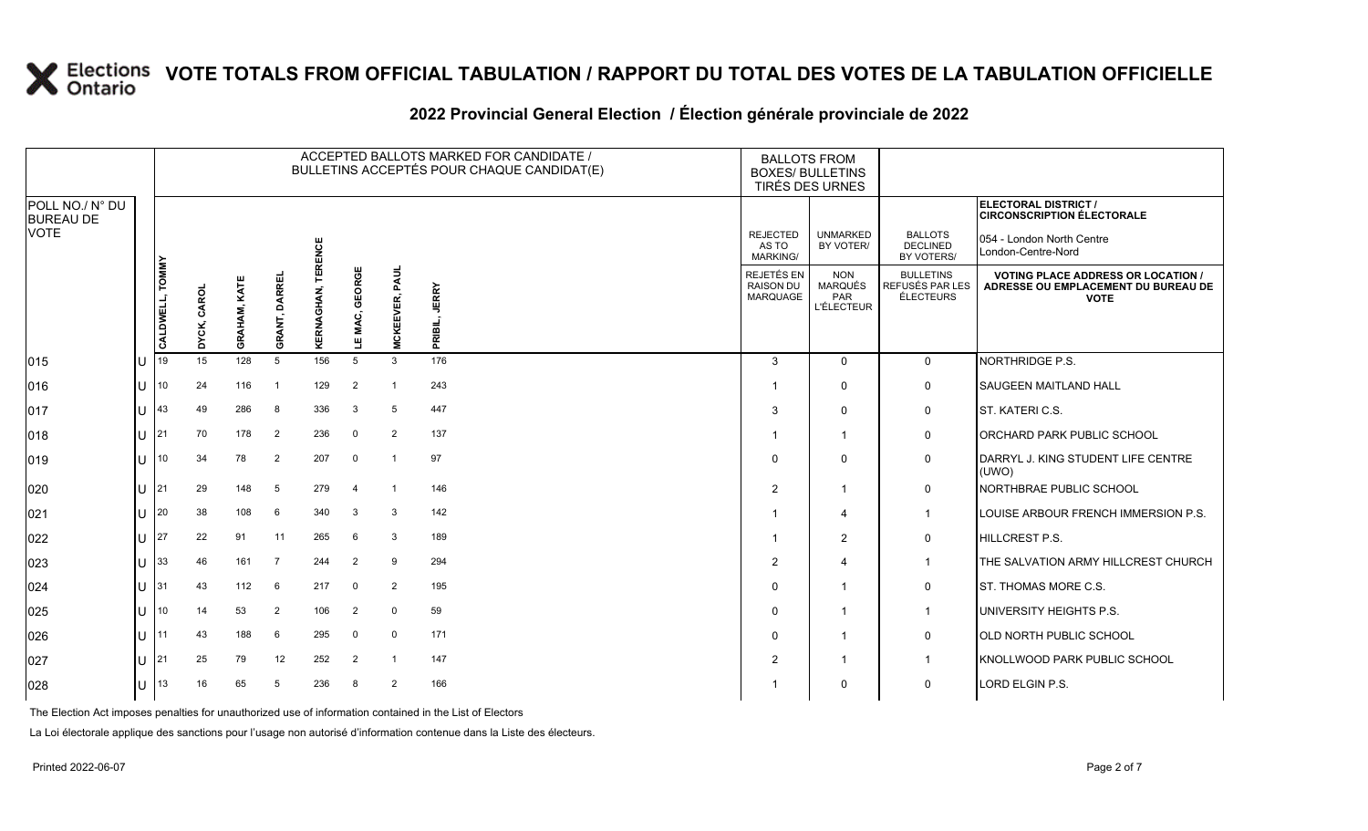# VOTE TOTALS FROM OFFICIAL TABULATION / RAPPORT DU TOTAL DES VOTES DE LA TABULATION OFFICIELLE

## 2022 Provincial General Election / Élection générale provinciale de 2022

| POLL NO./ N° DU BUREAU DE VOTE | | ACCEPTED BALLOTS MARKED FOR CANDIDATE / BULLETINS ACCEPTÉS POUR CHAQUE CANDIDAT(E) | | | | | | | | BALLOTS FROM BOXES/ BULLETINS TIRÉS DES URNES | | | ELECTORAL DISTRICT / CIRCONSCRIPTION ÉLECTORALE 054 - London North Centre London-Centre-Nord |
|---|---|---|---|---|---|---|---|---|---|---|---|---|---|
| | | CALDWELL, TOMMY | DYCK, CAROL | GRAHAM, KATE | GRANT, DARREL | KERNAGHAN, TERENCE | LE MAC, GEORGE | MCKEEVER, PAUL | PRIBIL, JERRY | REJECTED AS TO MARKING/ REJETÉS EN RAISON DU MARQUAGE | UNMARKED BY VOTER/ NON MARQUÉS PAR L'ÉLECTEUR | BALLOTS DECLINED BY VOTERS/ BULLETINS REFUSÉS PAR LES ÉLECTEURS | VOTING PLACE ADDRESS OR LOCATION / ADRESSE OU EMPLACEMENT DU BUREAU DE VOTE |
| 015 | U | 19 | 15 | 128 | 5 | 156 | 5 | 3 | 176 | 3 | 0 | 0 | NORTHRIDGE P.S. |
| 016 | U | 10 | 24 | 116 | 1 | 129 | 2 | 1 | 243 | 1 | 0 | 0 | SAUGEEN MAITLAND HALL |
| 017 | U | 43 | 49 | 286 | 8 | 336 | 3 | 5 | 447 | 3 | 0 | 0 | ST. KATERI C.S. |
| 018 | U | 21 | 70 | 178 | 2 | 236 | 0 | 2 | 137 | 1 | 1 | 0 | ORCHARD PARK PUBLIC SCHOOL |
| 019 | U | 10 | 34 | 78 | 2 | 207 | 0 | 1 | 97 | 0 | 0 | 0 | DARRYL J. KING STUDENT LIFE CENTRE (UWO) |
| 020 | U | 21 | 29 | 148 | 5 | 279 | 4 | 1 | 146 | 2 | 1 | 0 | NORTHBRAE PUBLIC SCHOOL |
| 021 | U | 20 | 38 | 108 | 6 | 340 | 3 | 3 | 142 | 1 | 4 | 1 | LOUISE ARBOUR FRENCH IMMERSION P.S. |
| 022 | U | 27 | 22 | 91 | 11 | 265 | 6 | 3 | 189 | 1 | 2 | 0 | HILLCREST P.S. |
| 023 | U | 33 | 46 | 161 | 7 | 244 | 2 | 9 | 294 | 2 | 4 | 1 | THE SALVATION ARMY HILLCREST CHURCH |
| 024 | U | 31 | 43 | 112 | 6 | 217 | 0 | 2 | 195 | 0 | 1 | 0 | ST. THOMAS MORE C.S. |
| 025 | U | 10 | 14 | 53 | 2 | 106 | 2 | 0 | 59 | 0 | 1 | 1 | UNIVERSITY HEIGHTS P.S. |
| 026 | U | 11 | 43 | 188 | 6 | 295 | 0 | 0 | 171 | 0 | 1 | 0 | OLD NORTH PUBLIC SCHOOL |
| 027 | U | 21 | 25 | 79 | 12 | 252 | 2 | 1 | 147 | 2 | 1 | 1 | KNOLLWOOD PARK PUBLIC SCHOOL |
| 028 | U | 13 | 16 | 65 | 5 | 236 | 8 | 2 | 166 | 1 | 0 | 0 | LORD ELGIN P.S. |

The Election Act imposes penalties for unauthorized use of information contained in the List of Electors

La Loi électorale applique des sanctions pour l'usage non autorisé d'information contenue dans la Liste des électeurs.

Printed 2022-06-07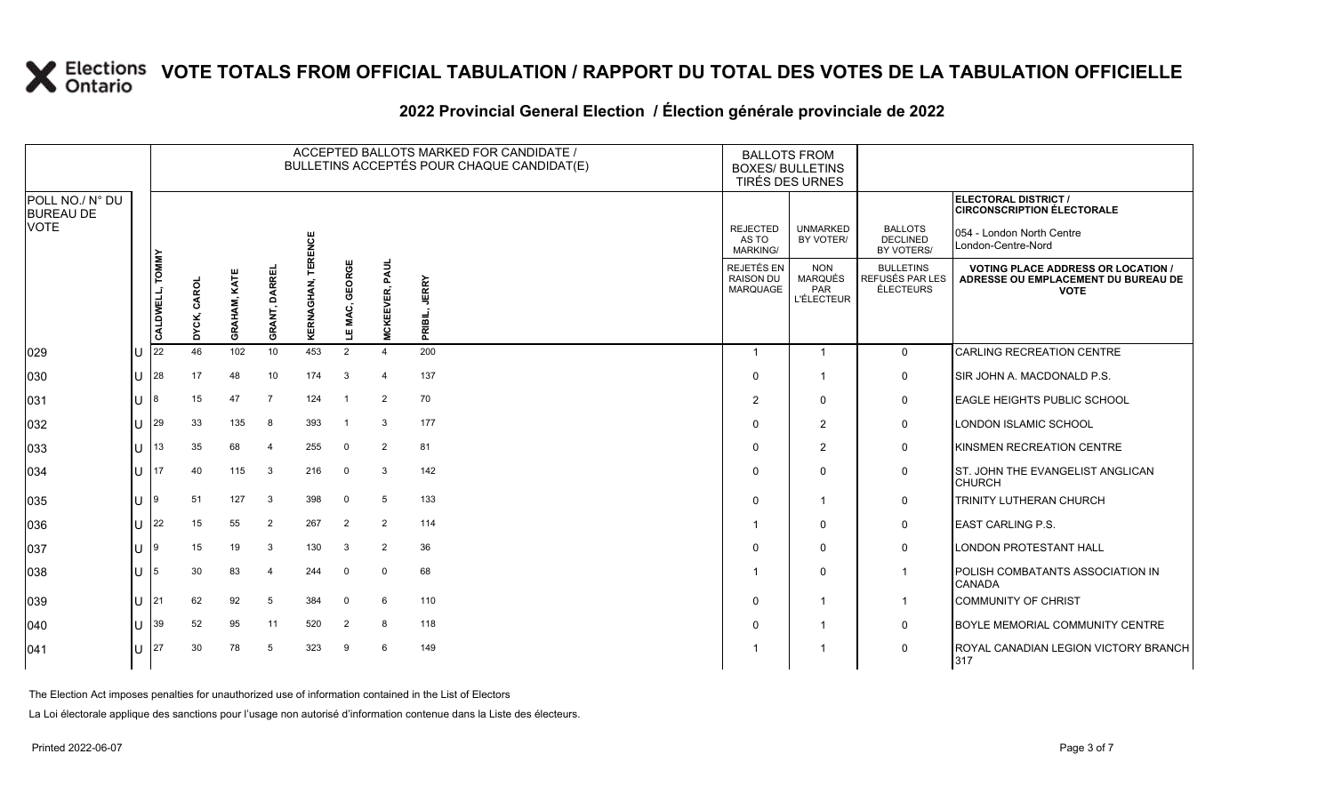# VOTE TOTALS FROM OFFICIAL TABULATION / RAPPORT DU TOTAL DES VOTES DE LA TABULATION OFFICIELLE

## 2022 Provincial General Election / Élection générale provinciale de 2022

**ELECTORAL DISTRICT / CIRCONSCRIPTION ÉLECTORALE:** 054 - London North Centre / London-Centre-Nord

| POLL NO./ N° DU BUREAU DE VOTE | | ACCEPTED BALLOTS MARKED FOR CANDIDATE / BULLETINS ACCEPTÉS POUR CHAQUE CANDIDAT(E) | | | | | | | | BALLOTS FROM BOXES/ BULLETINS TIRÉS DES URNES | | | |
|---|---|---|---|---|---|---|---|---|---|---|---|---|---|
| | | CALDWELL, TOMMY | DYCK, CAROL | GRAHAM, KATE | GRANT, DARREL | KERNAGHAN, TERENCE | LE MAC, GEORGE | MCKEEVER, PAUL | PRIBIL, JERRY | REJECTED AS TO MARKING/ REJETÉS EN RAISON DU MARQUAGE | UNMARKED BY VOTER/ NON MARQUÉS PAR L'ÉLECTEUR | BALLOTS DECLINED BY VOTERS/ BULLETINS REFUSÉS PAR LES ÉLECTEURS | VOTING PLACE ADDRESS OR LOCATION / ADRESSE OU EMPLACEMENT DU BUREAU DE VOTE |
| 029 | U | 22 | 46 | 102 | 10 | 453 | 2 | 4 | 200 | 1 | 1 | 0 | CARLING RECREATION CENTRE |
| 030 | U | 28 | 17 | 48 | 10 | 174 | 3 | 4 | 137 | 0 | 1 | 0 | SIR JOHN A. MACDONALD P.S. |
| 031 | U | 8 | 15 | 47 | 7 | 124 | 1 | 2 | 70 | 2 | 0 | 0 | EAGLE HEIGHTS PUBLIC SCHOOL |
| 032 | U | 29 | 33 | 135 | 8 | 393 | 1 | 3 | 177 | 0 | 2 | 0 | LONDON ISLAMIC SCHOOL |
| 033 | U | 13 | 35 | 68 | 4 | 255 | 0 | 2 | 81 | 0 | 2 | 0 | KINSMEN RECREATION CENTRE |
| 034 | U | 17 | 40 | 115 | 3 | 216 | 0 | 3 | 142 | 0 | 0 | 0 | ST. JOHN THE EVANGELIST ANGLICAN CHURCH |
| 035 | U | 9 | 51 | 127 | 3 | 398 | 0 | 5 | 133 | 0 | 1 | 0 | TRINITY LUTHERAN CHURCH |
| 036 | U | 22 | 15 | 55 | 2 | 267 | 2 | 2 | 114 | 1 | 0 | 0 | EAST CARLING P.S. |
| 037 | U | 9 | 15 | 19 | 3 | 130 | 3 | 2 | 36 | 0 | 0 | 0 | LONDON PROTESTANT HALL |
| 038 | U | 5 | 30 | 83 | 4 | 244 | 0 | 0 | 68 | 1 | 0 | 1 | POLISH COMBATANTS ASSOCIATION IN CANADA |
| 039 | U | 21 | 62 | 92 | 5 | 384 | 0 | 6 | 110 | 0 | 1 | 1 | COMMUNITY OF CHRIST |
| 040 | U | 39 | 52 | 95 | 11 | 520 | 2 | 8 | 118 | 0 | 1 | 0 | BOYLE MEMORIAL COMMUNITY CENTRE |
| 041 | U | 27 | 30 | 78 | 5 | 323 | 9 | 6 | 149 | 1 | 1 | 0 | ROYAL CANADIAN LEGION VICTORY BRANCH 317 |

The Election Act imposes penalties for unauthorized use of information contained in the List of Electors

La Loi électorale applique des sanctions pour l'usage non autorisé d'information contenue dans la Liste des électeurs.

Printed 2022-06-07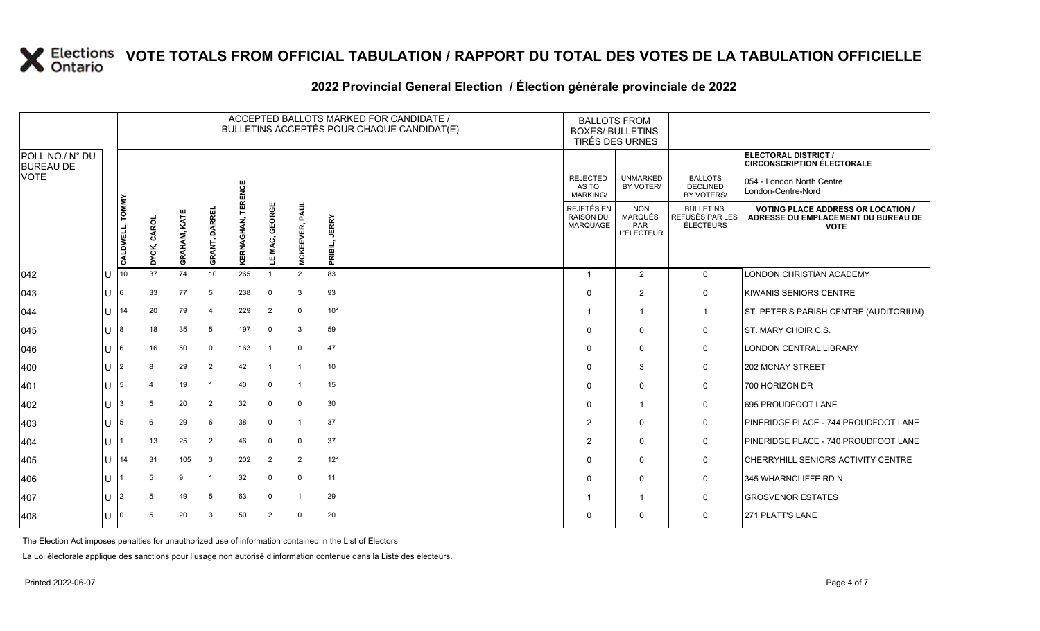# VOTE TOTALS FROM OFFICIAL TABULATION / RAPPORT DU TOTAL DES VOTES DE LA TABULATION OFFICIELLE

## 2022 Provincial General Election / Élection générale provinciale de 2022

| POLL NO./ N° DU BUREAU DE VOTE | | ACCEPTED BALLOTS MARKED FOR CANDIDATE / BULLETINS ACCEPTÉS POUR CHAQUE CANDIDAT(E) | | | | | | | | BALLOTS FROM BOXES/ BULLETINS TIRÉS DES URNES | | | ELECTORAL DISTRICT / CIRCONSCRIPTION ÉLECTORALE 054 - London North Centre London-Centre-Nord |
|---|---|---|---|---|---|---|---|---|---|---|---|---|---|
| | | CALDWELL, TOMMY | DYCK, CAROL | GRAHAM, KATE | GRANT, DARREL | KERNAGHAN, TERENCE | LE MAC, GEORGE | MCKEEVER, PAUL | PRIBIL, JERRY | REJECTED AS TO MARKING/ REJETÉS EN RAISON DU MARQUAGE | UNMARKED BY VOTER/ NON MARQUÉS PAR L'ÉLECTEUR | BALLOTS DECLINED BY VOTERS/ BULLETINS REFUSÉS PAR LES ÉLECTEURS | VOTING PLACE ADDRESS OR LOCATION / ADRESSE OU EMPLACEMENT DU BUREAU DE VOTE |
| 042 | U | 10 | 37 | 74 | 10 | 265 | 1 | 2 | 83 | 1 | 2 | 0 | LONDON CHRISTIAN ACADEMY |
| 043 | U | 6 | 33 | 77 | 5 | 238 | 0 | 3 | 93 | 0 | 2 | 0 | KIWANIS SENIORS CENTRE |
| 044 | U | 14 | 20 | 79 | 4 | 229 | 2 | 0 | 101 | 1 | 1 | 1 | ST. PETER'S PARISH CENTRE (AUDITORIUM) |
| 045 | U | 8 | 18 | 35 | 5 | 197 | 0 | 3 | 59 | 0 | 0 | 0 | ST. MARY CHOIR C.S. |
| 046 | U | 6 | 16 | 50 | 0 | 163 | 1 | 0 | 47 | 0 | 0 | 0 | LONDON CENTRAL LIBRARY |
| 400 | U | 2 | 8 | 29 | 2 | 42 | 1 | 1 | 10 | 0 | 3 | 0 | 202 MCNAY STREET |
| 401 | U | 5 | 4 | 19 | 1 | 40 | 0 | 1 | 15 | 0 | 0 | 0 | 700 HORIZON DR |
| 402 | U | 3 | 5 | 20 | 2 | 32 | 0 | 0 | 30 | 0 | 1 | 0 | 695 PROUDFOOT LANE |
| 403 | U | 5 | 6 | 29 | 6 | 38 | 0 | 1 | 37 | 2 | 0 | 0 | PINERIDGE PLACE - 744 PROUDFOOT LANE |
| 404 | U | 1 | 13 | 25 | 2 | 46 | 0 | 0 | 37 | 2 | 0 | 0 | PINERIDGE PLACE - 740 PROUDFOOT LANE |
| 405 | U | 14 | 31 | 105 | 3 | 202 | 2 | 2 | 121 | 0 | 0 | 0 | CHERRYHILL SENIORS ACTIVITY CENTRE |
| 406 | U | 1 | 5 | 9 | 1 | 32 | 0 | 0 | 11 | 0 | 0 | 0 | 345 WHARNCLIFFE RD N |
| 407 | U | 2 | 5 | 49 | 5 | 63 | 0 | 1 | 29 | 1 | 1 | 0 | GROSVENOR ESTATES |
| 408 | U | 0 | 5 | 20 | 3 | 50 | 2 | 0 | 20 | 0 | 0 | 0 | 271 PLATT'S LANE |

The Election Act imposes penalties for unauthorized use of information contained in the List of Electors

La Loi électorale applique des sanctions pour l'usage non autorisé d'information contenue dans la Liste des électeurs.

Printed 2022-06-07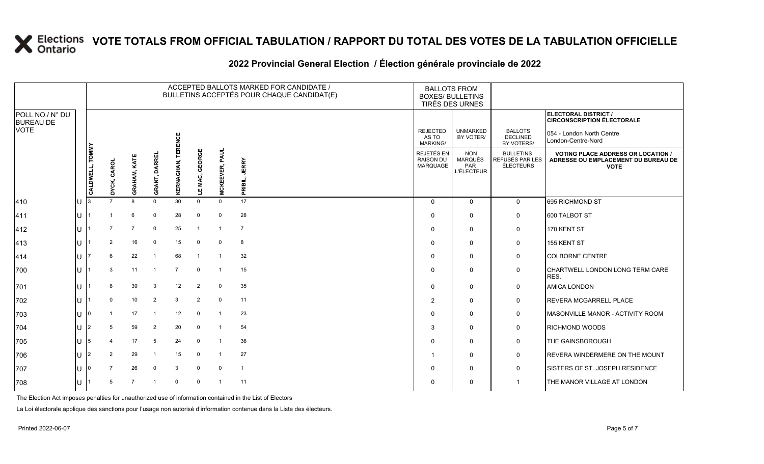# VOTE TOTALS FROM OFFICIAL TABULATION / RAPPORT DU TOTAL DES VOTES DE LA TABULATION OFFICIELLE

## 2022 Provincial General Election / Élection générale provinciale de 2022

**ELECTORAL DISTRICT / CIRCONSCRIPTION ÉLECTORALE**
054 - London North Centre
London-Centre-Nord

| POLL NO./ N° DU BUREAU DE VOTE | | CALDWELL, TOMMY | DYCK, CAROL | GRAHAM, KATE | GRANT, DARREL | KERNAGHAN, TERENCE | LE MAC, GEORGE | MCKEEVER, PAUL | PRIBIL, JERRY | REJECTED AS TO MARKING/ REJETÉS EN RAISON DU MARQUAGE | UNMARKED BY VOTER/ NON MARQUÉS PAR L'ÉLECTEUR | BALLOTS DECLINED BY VOTERS/ BULLETINS REFUSÉS PAR LES ÉLECTEURS | VOTING PLACE ADDRESS OR LOCATION / ADRESSE OU EMPLACEMENT DU BUREAU DE VOTE |
|---|---|---|---|---|---|---|---|---|---|---|---|---|---|
| 410 | U | 3 | 7 | 8 | 0 | 30 | 0 | 0 | 17 | 0 | 0 | 0 | 695 RICHMOND ST |
| 411 | U | 1 | 1 | 6 | 0 | 28 | 0 | 0 | 28 | 0 | 0 | 0 | 600 TALBOT ST |
| 412 | U | 1 | 7 | 7 | 0 | 25 | 1 | 1 | 7 | 0 | 0 | 0 | 170 KENT ST |
| 413 | U | 1 | 2 | 16 | 0 | 15 | 0 | 0 | 8 | 0 | 0 | 0 | 155 KENT ST |
| 414 | U | 7 | 6 | 22 | 1 | 68 | 1 | 1 | 32 | 0 | 0 | 0 | COLBORNE CENTRE |
| 700 | U | 1 | 3 | 11 | 1 | 7 | 0 | 1 | 15 | 0 | 0 | 0 | CHARTWELL LONDON LONG TERM CARE RES. |
| 701 | U | 1 | 8 | 39 | 3 | 12 | 2 | 0 | 35 | 0 | 0 | 0 | AMICA LONDON |
| 702 | U | 1 | 0 | 10 | 2 | 3 | 2 | 0 | 11 | 2 | 0 | 0 | REVERA MCGARRELL PLACE |
| 703 | U | 0 | 1 | 17 | 1 | 12 | 0 | 1 | 23 | 0 | 0 | 0 | MASONVILLE MANOR - ACTIVITY ROOM |
| 704 | U | 2 | 5 | 59 | 2 | 20 | 0 | 1 | 54 | 3 | 0 | 0 | RICHMOND WOODS |
| 705 | U | 5 | 4 | 17 | 5 | 24 | 0 | 1 | 36 | 0 | 0 | 0 | THE GAINSBOROUGH |
| 706 | U | 2 | 2 | 29 | 1 | 15 | 0 | 1 | 27 | 1 | 0 | 0 | REVERA WINDERMERE ON THE MOUNT |
| 707 | U | 0 | 7 | 26 | 0 | 3 | 0 | 0 | 1 | 0 | 0 | 0 | SISTERS OF ST. JOSEPH RESIDENCE |
| 708 | U | 1 | 5 | 7 | 1 | 0 | 0 | 1 | 11 | 0 | 0 | 1 | THE MANOR VILLAGE AT LONDON |

The Election Act imposes penalties for unauthorized use of information contained in the List of Electors

La Loi électorale applique des sanctions pour l'usage non autorisé d'information contenue dans la Liste des électeurs.

Printed 2022-06-07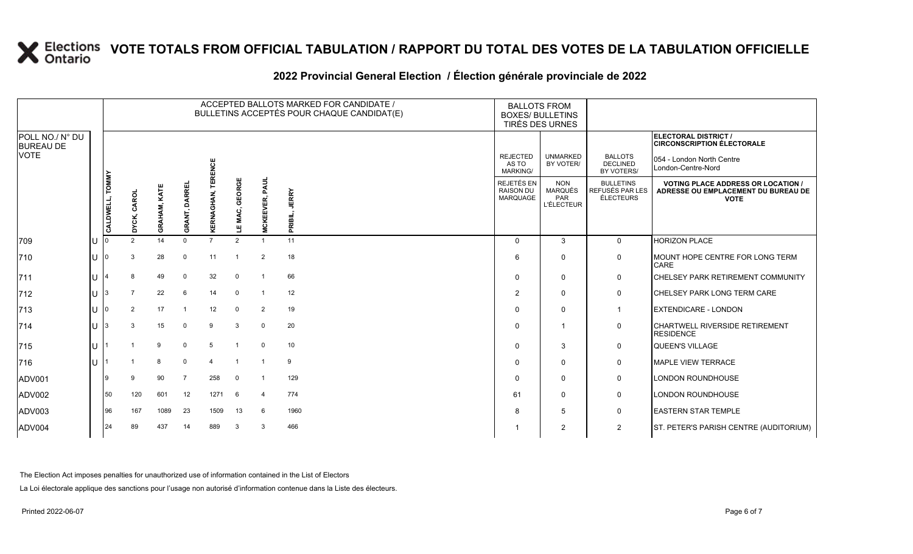# VOTE TOTALS FROM OFFICIAL TABULATION / RAPPORT DU TOTAL DES VOTES DE LA TABULATION OFFICIELLE

## 2022 Provincial General Election / Élection générale provinciale de 2022

ELECTORAL DISTRICT / CIRCONSCRIPTION ÉLECTORALE: 054 - London North Centre / London-Centre-Nord

| POLL NO./ N° DU BUREAU DE VOTE | | CALDWELL, TOMMY | DYCK, CAROL | GRAHAM, KATE | GRANT, DARREL | KERNAGHAN, TERENCE | LE MAC, GEORGE | MCKEEVER, PAUL | PRIBIL, JERRY | REJECTED AS TO MARKING/ REJETÉS EN RAISON DU MARQUAGE | UNMARKED BY VOTER/ NON MARQUÉS PAR L'ÉLECTEUR | BALLOTS DECLINED BY VOTERS/ BULLETINS REFUSÉS PAR LES ÉLECTEURS | VOTING PLACE ADDRESS OR LOCATION / ADRESSE OU EMPLACEMENT DU BUREAU DE VOTE |
|---|---|---|---|---|---|---|---|---|---|---|---|---|---|
| 709 | U | 0 | 2 | 14 | 0 | 7 | 2 | 1 | 11 | 0 | 3 | 0 | HORIZON PLACE |
| 710 | U | 0 | 3 | 28 | 0 | 11 | 1 | 2 | 18 | 6 | 0 | 0 | MOUNT HOPE CENTRE FOR LONG TERM CARE |
| 711 | U | 4 | 8 | 49 | 0 | 32 | 0 | 1 | 66 | 0 | 0 | 0 | CHELSEY PARK RETIREMENT COMMUNITY |
| 712 | U | 3 | 7 | 22 | 6 | 14 | 0 | 1 | 12 | 2 | 0 | 0 | CHELSEY PARK LONG TERM CARE |
| 713 | U | 0 | 2 | 17 | 1 | 12 | 0 | 2 | 19 | 0 | 0 | 1 | EXTENDICARE - LONDON |
| 714 | U | 3 | 3 | 15 | 0 | 9 | 3 | 0 | 20 | 0 | 1 | 0 | CHARTWELL RIVERSIDE RETIREMENT RESIDENCE |
| 715 | U | 1 | 1 | 9 | 0 | 5 | 1 | 0 | 10 | 0 | 3 | 0 | QUEEN'S VILLAGE |
| 716 | U | 1 | 1 | 8 | 0 | 4 | 1 | 1 | 9 | 0 | 0 | 0 | MAPLE VIEW TERRACE |
| ADV001 | | 9 | 9 | 90 | 7 | 258 | 0 | 1 | 129 | 0 | 0 | 0 | LONDON ROUNDHOUSE |
| ADV002 | | 50 | 120 | 601 | 12 | 1271 | 6 | 4 | 774 | 61 | 0 | 0 | LONDON ROUNDHOUSE |
| ADV003 | | 96 | 167 | 1089 | 23 | 1509 | 13 | 6 | 1960 | 8 | 5 | 0 | EASTERN STAR TEMPLE |
| ADV004 | | 24 | 89 | 437 | 14 | 889 | 3 | 3 | 466 | 1 | 2 | 2 | ST. PETER'S PARISH CENTRE (AUDITORIUM) |

The Election Act imposes penalties for unauthorized use of information contained in the List of Electors

La Loi électorale applique des sanctions pour l'usage non autorisé d'information contenue dans la Liste des électeurs.

Printed 2022-06-07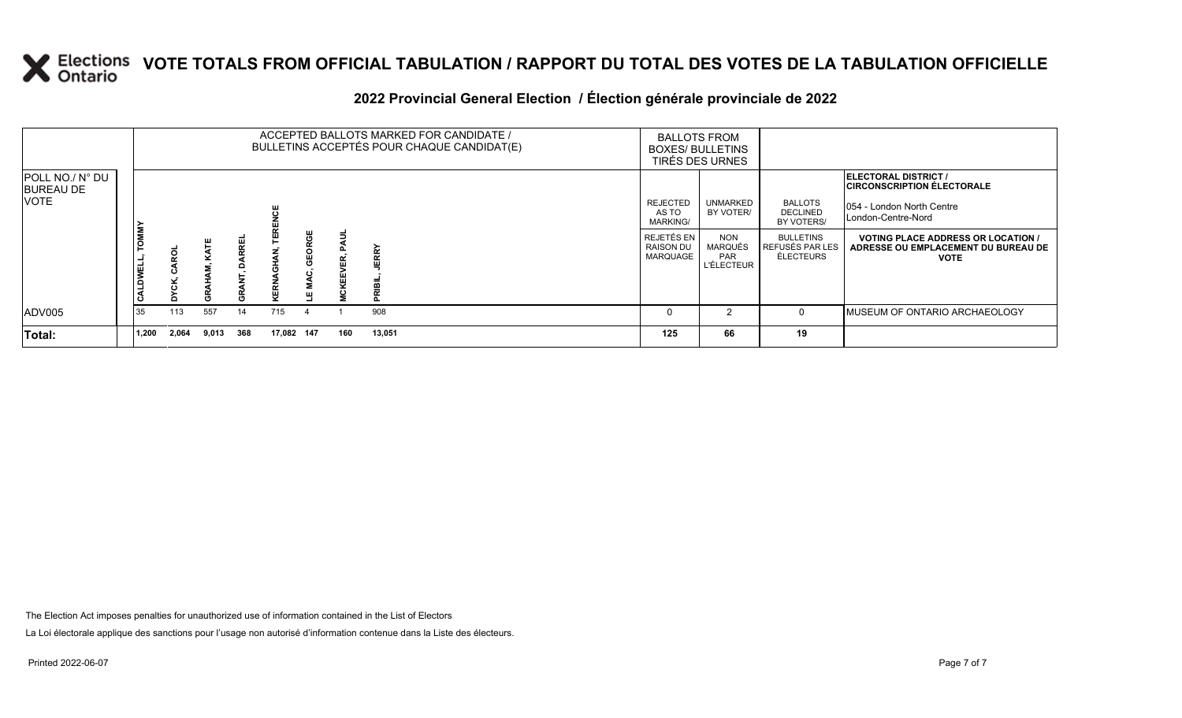# VOTE TOTALS FROM OFFICIAL TABULATION / RAPPORT DU TOTAL DES VOTES DE LA TABULATION OFFICIELLE

## 2022 Provincial General Election / Élection générale provinciale de 2022

| POLL NO./ N° DU BUREAU DE VOTE | ACCEPTED BALLOTS MARKED FOR CANDIDATE / BULLETINS ACCEPTÉS POUR CHAQUE CANDIDAT(E) | | | | | | | | BALLOTS FROM BOXES/ BULLETINS TIRÉS DES URNES | | | ELECTORAL DISTRICT / CIRCONSCRIPTION ÉLECTORALE 054 - London North Centre London-Centre-Nord |
|---|---|---|---|---|---|---|---|---|---|---|---|---|
| | CALDWELL, TOMMY | DYCK, CAROL | GRAHAM, KATE | GRANT, DARREL | KERNAGHAN, TERENCE | LE MAC, GEORGE | MCKEEVER, PAUL | PRIBIL, JERRY | REJECTED AS TO MARKING/ REJETÉS EN RAISON DU MARQUAGE | UNMARKED BY VOTER/ NON MARQUÉS PAR L'ÉLECTEUR | BALLOTS DECLINED BY VOTERS/ BULLETINS REFUSÉS PAR LES ÉLECTEURS | VOTING PLACE ADDRESS OR LOCATION / ADRESSE OU EMPLACEMENT DU BUREAU DE VOTE |
| ADV005 | 35 | 113 | 557 | 14 | 715 | 4 | 1 | 908 | 0 | 2 | 0 | MUSEUM OF ONTARIO ARCHAEOLOGY |
| **Total:** | **1,200** | **2,064** | **9,013** | **368** | **17,082** | **147** | **160** | **13,051** | **125** | **66** | **19** | |

The Election Act imposes penalties for unauthorized use of information contained in the List of Electors

La Loi électorale applique des sanctions pour l'usage non autorisé d'information contenue dans la Liste des électeurs.

Printed 2022-06-07